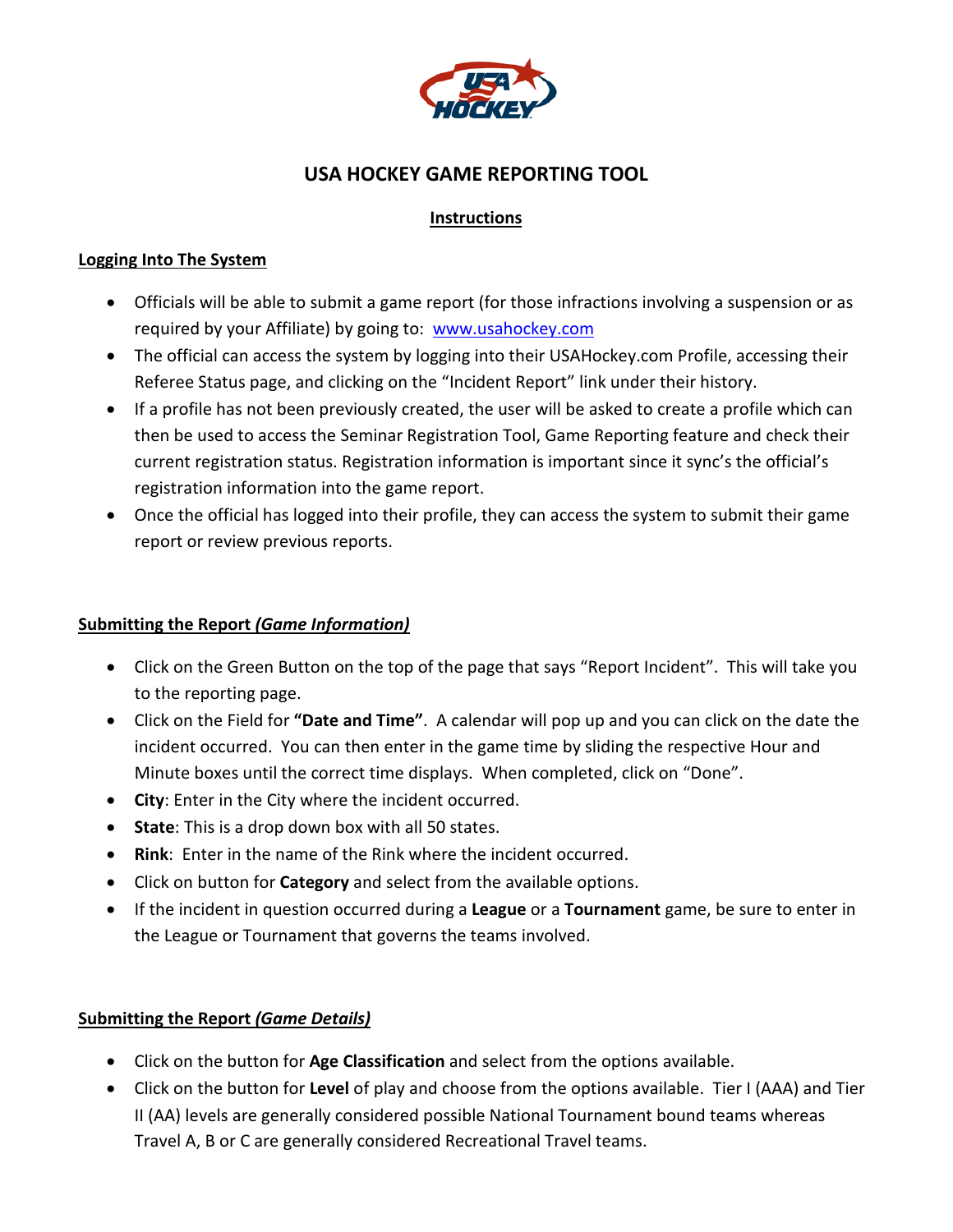# USA HOCKEY GAME REPORTING TOOL

## Instructions

### Logging Into The System

- Officials will be able to submit a game report (for those infractions involving a suspension or as required by your Affiliate) by going to: www.usahockey.com
- The official can access the system by logging into their USAHockey.com Profile, accessing their Referee Status page, and clicking on the "Incident Report" link under their history.
- If a profile has not been previously created, the user will be asked to create a profile which can then be used to access the Seminar Registration Tool, Game Reporting feature and check their current registration status. Registration information is important since it sync's the official's registration information into the game report.
- Once the official has logged into their profile, they can access the system to submit their game report or review previous reports.

### Submitting the Report *(Game Information)*

- Click on the Green Button on the top of the page that says "Report Incident". This will take you to the reporting page.
- Click on the Field for **"Date and Time"**. A calendar will pop up and you can click on the date the incident occurred. You can then enter in the game time by sliding the respective Hour and Minute boxes until the correct time displays. When completed, click on "Done".
- **City**: Enter in the City where the incident occurred.
- **State**: This is a drop down box with all 50 states.
- **Rink**: Enter in the name of the Rink where the incident occurred.
- Click on button for **Category** and select from the available options.
- If the incident in question occurred during a **League** or a **Tournament** game, be sure to enter in the League or Tournament that governs the teams involved.

### Submitting the Report *(Game Details)*

- Click on the button for **Age Classification** and select from the options available.
- Click on the button for **Level** of play and choose from the options available. Tier I (AAA) and Tier II (AA) levels are generally considered possible National Tournament bound teams whereas Travel A, B or C are generally considered Recreational Travel teams.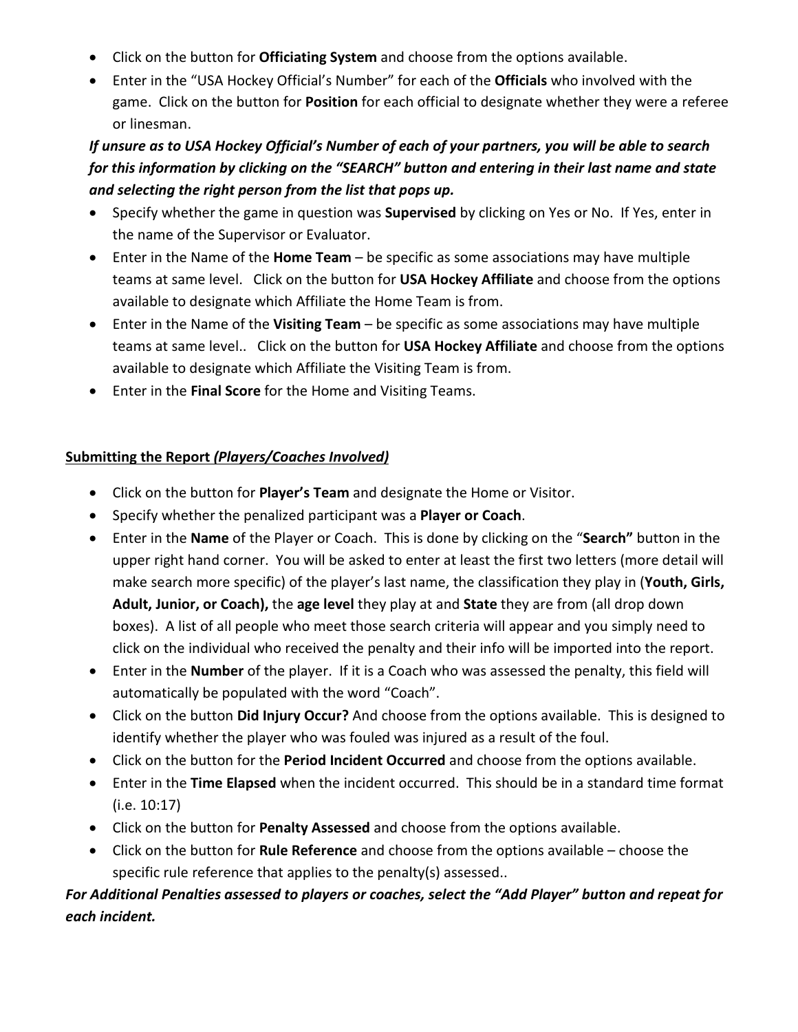- Click on the button for **Officiating System** and choose from the options available.
- Enter in the "USA Hockey Official's Number" for each of the **Officials** who involved with the game. Click on the button for **Position** for each official to designate whether they were a referee or linesman.

***If unsure as to USA Hockey Official's Number of each of your partners, you will be able to search for this information by clicking on the "SEARCH" button and entering in their last name and state and selecting the right person from the list that pops up.***

- Specify whether the game in question was **Supervised** by clicking on Yes or No. If Yes, enter in the name of the Supervisor or Evaluator.
- Enter in the Name of the **Home Team** – be specific as some associations may have multiple teams at same level. Click on the button for **USA Hockey Affiliate** and choose from the options available to designate which Affiliate the Home Team is from.
- Enter in the Name of the **Visiting Team** – be specific as some associations may have multiple teams at same level.. Click on the button for **USA Hockey Affiliate** and choose from the options available to designate which Affiliate the Visiting Team is from.
- Enter in the **Final Score** for the Home and Visiting Teams.

**<u>Submitting the Report *(Players/Coaches Involved)*</u>**

- Click on the button for **Player's Team** and designate the Home or Visitor.
- Specify whether the penalized participant was a **Player or Coach**.
- Enter in the **Name** of the Player or Coach. This is done by clicking on the "**Search"** button in the upper right hand corner. You will be asked to enter at least the first two letters (more detail will make search more specific) of the player's last name, the classification they play in (**Youth, Girls, Adult, Junior, or Coach),** the **age level** they play at and **State** they are from (all drop down boxes). A list of all people who meet those search criteria will appear and you simply need to click on the individual who received the penalty and their info will be imported into the report.
- Enter in the **Number** of the player. If it is a Coach who was assessed the penalty, this field will automatically be populated with the word "Coach".
- Click on the button **Did Injury Occur?** And choose from the options available. This is designed to identify whether the player who was fouled was injured as a result of the foul.
- Click on the button for the **Period Incident Occurred** and choose from the options available.
- Enter in the **Time Elapsed** when the incident occurred. This should be in a standard time format (i.e. 10:17)
- Click on the button for **Penalty Assessed** and choose from the options available.
- Click on the button for **Rule Reference** and choose from the options available – choose the specific rule reference that applies to the penalty(s) assessed..

***For Additional Penalties assessed to players or coaches, select the "Add Player" button and repeat for each incident.***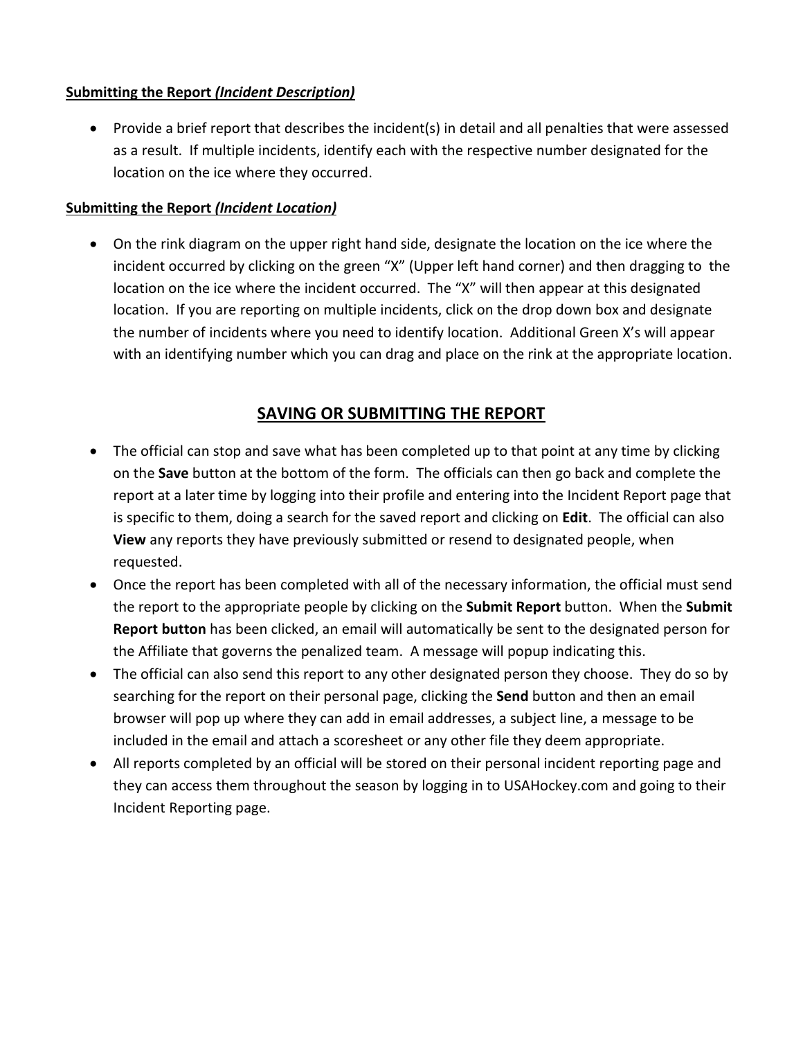**<u>Submitting the Report *(Incident Description)*</u>**

- Provide a brief report that describes the incident(s) in detail and all penalties that were assessed as a result. If multiple incidents, identify each with the respective number designated for the location on the ice where they occurred.

**<u>Submitting the Report *(Incident Location)*</u>**

- On the rink diagram on the upper right hand side, designate the location on the ice where the incident occurred by clicking on the green "X" (Upper left hand corner) and then dragging to the location on the ice where the incident occurred. The "X" will then appear at this designated location. If you are reporting on multiple incidents, click on the drop down box and designate the number of incidents where you need to identify location. Additional Green X's will appear with an identifying number which you can drag and place on the rink at the appropriate location.

## SAVING OR SUBMITTING THE REPORT

- The official can stop and save what has been completed up to that point at any time by clicking on the **Save** button at the bottom of the form. The officials can then go back and complete the report at a later time by logging into their profile and entering into the Incident Report page that is specific to them, doing a search for the saved report and clicking on **Edit**. The official can also **View** any reports they have previously submitted or resend to designated people, when requested.
- Once the report has been completed with all of the necessary information, the official must send the report to the appropriate people by clicking on the **Submit Report** button. When the **Submit Report button** has been clicked, an email will automatically be sent to the designated person for the Affiliate that governs the penalized team. A message will popup indicating this.
- The official can also send this report to any other designated person they choose. They do so by searching for the report on their personal page, clicking the **Send** button and then an email browser will pop up where they can add in email addresses, a subject line, a message to be included in the email and attach a scoresheet or any other file they deem appropriate.
- All reports completed by an official will be stored on their personal incident reporting page and they can access them throughout the season by logging in to USAHockey.com and going to their Incident Reporting page.